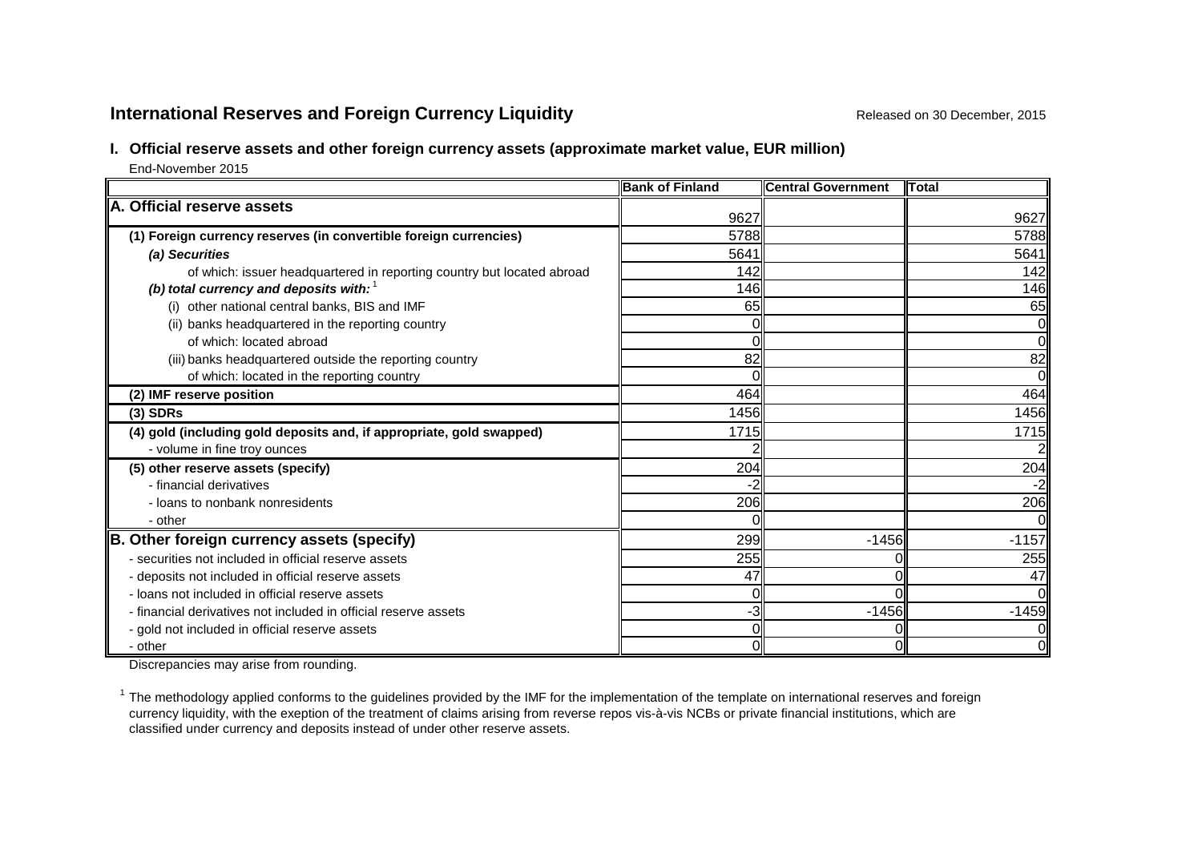## International Reserves and Foreign Currency Liquidity

Released on 30 December, 2015

### I. Official reserve assets and other foreign currency assets (approximate market value, EUR million)

End-November 2015

| | Bank of Finland | Central Government | Total |
|---|---|---|---|
| **A. Official reserve assets** | 9627 | | 9627 |
| **(1) Foreign currency reserves (in convertible foreign currencies)** | 5788 | | 5788 |
| ***(a) Securities*** | 5641 | | 5641 |
| of which: issuer headquartered in reporting country but located abroad | 142 | | 142 |
| ***(b) total currency and deposits with:*** [1] | 146 | | 146 |
| (i) other national central banks, BIS and IMF | 65 | | 65 |
| (ii) banks headquartered in the reporting country | 0 | | 0 |
| of which: located abroad | 0 | | 0 |
| (iii) banks headquartered outside the reporting country | 82 | | 82 |
| of which: located in the reporting country | 0 | | 0 |
| **(2) IMF reserve position** | 464 | | 464 |
| **(3) SDRs** | 1456 | | 1456 |
| **(4) gold (including gold deposits and, if appropriate, gold swapped)** | 1715 | | 1715 |
| - volume in fine troy ounces | 2 | | 2 |
| **(5) other reserve assets (specify)** | 204 | | 204 |
| - financial derivatives | -2 | | -2 |
| - loans to nonbank nonresidents | 206 | | 206 |
| - other | 0 | | 0 |
| **B. Other foreign currency assets (specify)** | 299 | -1456 | -1157 |
| - securities not included in official reserve assets | 255 | 0 | 255 |
| - deposits not included in official reserve assets | 47 | 0 | 47 |
| - loans not included in official reserve assets | 0 | 0 | 0 |
| - financial derivatives not included in official reserve assets | -3 | -1456 | -1459 |
| - gold not included in official reserve assets | 0 | 0 | 0 |
| - other | 0 | 0 | 0 |

Discrepancies may arise from rounding.

[1] The methodology applied conforms to the guidelines provided by the IMF for the implementation of the template on international reserves and foreign currency liquidity, with the exeption of the treatment of claims arising from reverse repos vis-à-vis NCBs or private financial institutions, which are classified under currency and deposits instead of under other reserve assets.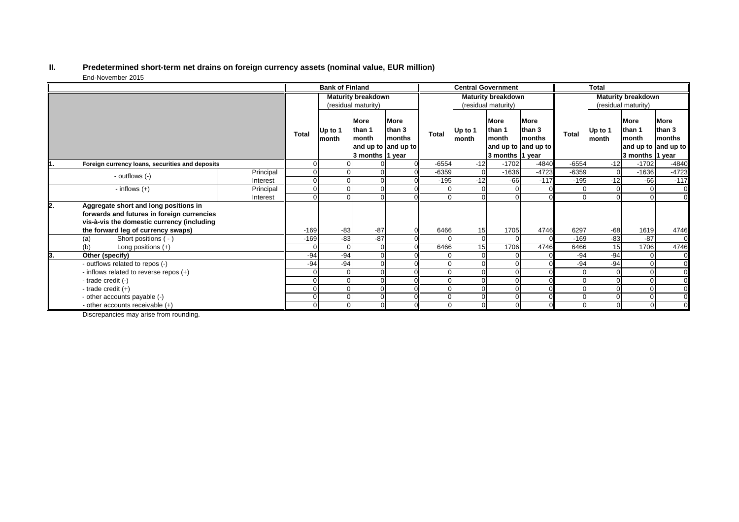## II. Predetermined short-term net drains on foreign currency assets (nominal value, EUR million)

End-November 2015

| | | Bank of Finland | | | | Central Government | | | | Total | | | |
|---|---|---|---|---|---|---|---|---|---|---|---|---|---|
| | | | Maturity breakdown (residual maturity) | | | | Maturity breakdown (residual maturity) | | | | Maturity breakdown (residual maturity) | | |
| | | Total | Up to 1 month | More than 1 month and up to 3 months | More than 3 months and up to 1 year | Total | Up to 1 month | More than 1 month and up to 3 months | More than 3 months and up to 1 year | Total | Up to 1 month | More than 1 month and up to 3 months | More than 3 months and up to 1 year |
| **1. Foreign currency loans, securities and deposits** | | 0 | 0 | 0 | 0 | -6554 | -12 | -1702 | -4840 | -6554 | -12 | -1702 | -4840 |
| - outflows (-) | Principal | 0 | 0 | 0 | 0 | -6359 | 0 | -1636 | -4723 | -6359 | 0 | -1636 | -4723 |
| | Interest | 0 | 0 | 0 | 0 | -195 | -12 | -66 | -117 | -195 | -12 | -66 | -117 |
| - inflows (+) | Principal | 0 | 0 | 0 | 0 | 0 | 0 | 0 | 0 | 0 | 0 | 0 | 0 |
| | Interest | 0 | 0 | 0 | 0 | 0 | 0 | 0 | 0 | 0 | 0 | 0 | 0 |
| **2. Aggregate short and long positions in forwards and futures in foreign currencies vis-à-vis the domestic currency (including the forward leg of currency swaps)** | | -169 | -83 | -87 | 0 | 6466 | 15 | 1705 | 4746 | 6297 | -68 | 1619 | 4746 |
| (a) Short positions ( - ) | | -169 | -83 | -87 | 0 | 0 | 0 | 0 | 0 | -169 | -83 | -87 | 0 |
| (b) Long positions (+) | | 0 | 0 | 0 | 0 | 6466 | 15 | 1706 | 4746 | 6466 | 15 | 1706 | 4746 |
| **3. Other (specify)** | | -94 | -94 | 0 | 0 | 0 | 0 | 0 | 0 | -94 | -94 | 0 | 0 |
| - outflows related to repos (-) | | -94 | -94 | 0 | 0 | 0 | 0 | 0 | 0 | -94 | -94 | 0 | 0 |
| - inflows related to reverse repos (+) | | 0 | 0 | 0 | 0 | 0 | 0 | 0 | 0 | 0 | 0 | 0 | 0 |
| - trade credit (-) | | 0 | 0 | 0 | 0 | 0 | 0 | 0 | 0 | 0 | 0 | 0 | 0 |
| - trade credit (+) | | 0 | 0 | 0 | 0 | 0 | 0 | 0 | 0 | 0 | 0 | 0 | 0 |
| - other accounts payable (-) | | 0 | 0 | 0 | 0 | 0 | 0 | 0 | 0 | 0 | 0 | 0 | 0 |
| - other accounts receivable (+) | | 0 | 0 | 0 | 0 | 0 | 0 | 0 | 0 | 0 | 0 | 0 | 0 |

Discrepancies may arise from rounding.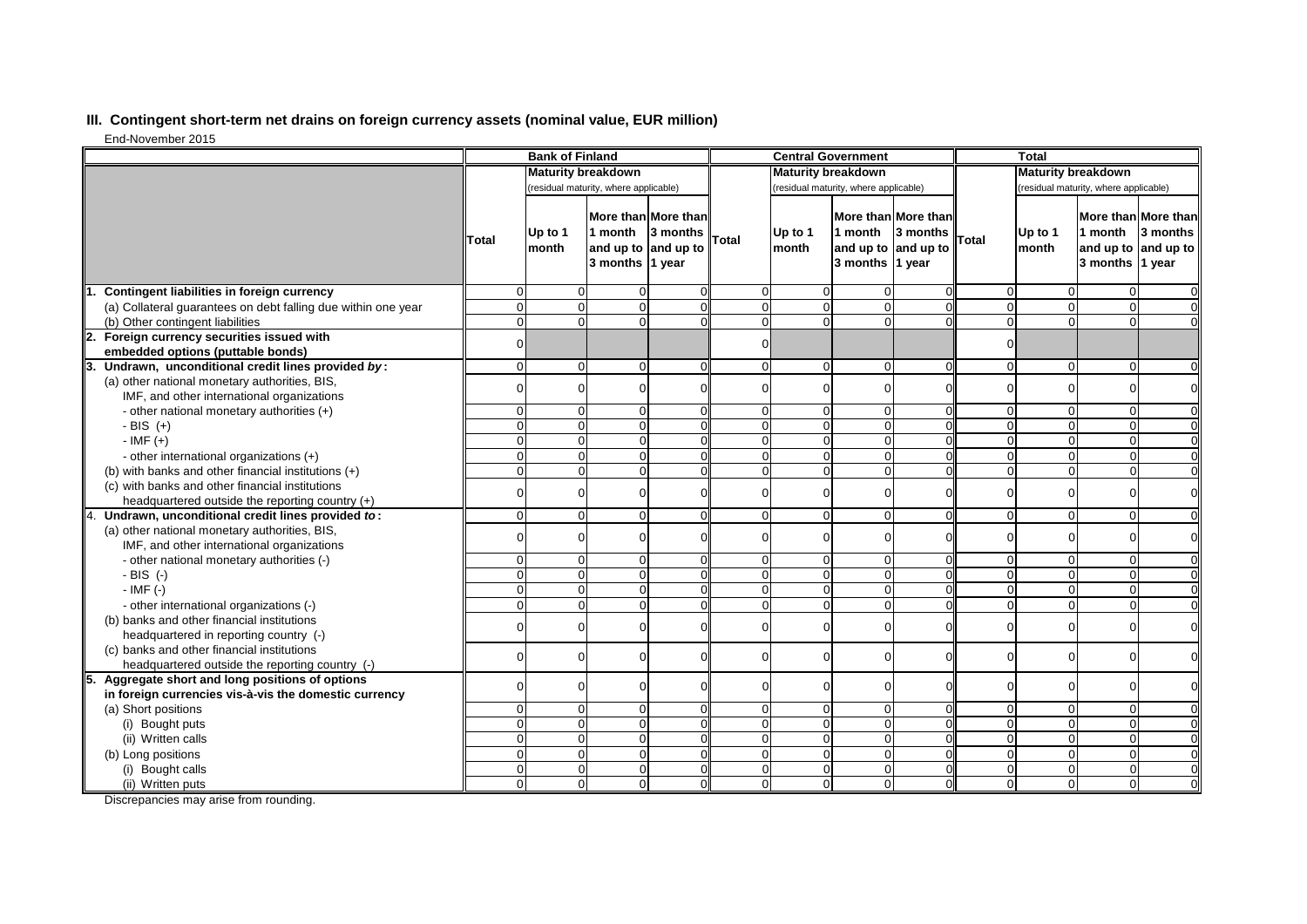## III. Contingent short-term net drains on foreign currency assets (nominal value, EUR million)

End-November 2015

| | Bank of Finland | | | | Central Government | | | | Total | | | |
|---|---|---|---|---|---|---|---|---|---|---|---|---|
| | | Maturity breakdown (residual maturity, where applicable) | | | | Maturity breakdown (residual maturity, where applicable) | | | | Maturity breakdown (residual maturity, where applicable) | | |
| | Total | Up to 1 month | More than 1 month and up to 3 months | More than 3 months and up to 1 year | Total | Up to 1 month | More than 1 month and up to 3 months | More than 3 months and up to 1 year | Total | Up to 1 month | More than 1 month and up to 3 months | More than 3 months and up to 1 year |
| **1. Contingent liabilities in foreign currency** | 0 | 0 | 0 | 0 | 0 | 0 | 0 | 0 | 0 | 0 | 0 | 0 |
| (a) Collateral guarantees on debt falling due within one year | 0 | 0 | 0 | 0 | 0 | 0 | 0 | 0 | 0 | 0 | 0 | 0 |
| (b) Other contingent liabilities | 0 | 0 | 0 | 0 | 0 | 0 | 0 | 0 | 0 | 0 | 0 | 0 |
| **2. Foreign currency securities issued with embedded options (puttable bonds)** | 0 | | | | 0 | | | | 0 | | | |
| **3. Undrawn, unconditional credit lines provided *by*:** | 0 | 0 | 0 | 0 | 0 | 0 | 0 | 0 | 0 | 0 | 0 | 0 |
| (a) other national monetary authorities, BIS, IMF, and other international organizations | 0 | 0 | 0 | 0 | 0 | 0 | 0 | 0 | 0 | 0 | 0 | 0 |
| - other national monetary authorities (+) | 0 | 0 | 0 | 0 | 0 | 0 | 0 | 0 | 0 | 0 | 0 | 0 |
| - BIS (+) | 0 | 0 | 0 | 0 | 0 | 0 | 0 | 0 | 0 | 0 | 0 | 0 |
| - IMF (+) | 0 | 0 | 0 | 0 | 0 | 0 | 0 | 0 | 0 | 0 | 0 | 0 |
| - other international organizations (+) | 0 | 0 | 0 | 0 | 0 | 0 | 0 | 0 | 0 | 0 | 0 | 0 |
| (b) with banks and other financial institutions (+) | 0 | 0 | 0 | 0 | 0 | 0 | 0 | 0 | 0 | 0 | 0 | 0 |
| (c) with banks and other financial institutions headquartered outside the reporting country (+) | 0 | 0 | 0 | 0 | 0 | 0 | 0 | 0 | 0 | 0 | 0 | 0 |
| **4. Undrawn, unconditional credit lines provided *to*:** | 0 | 0 | 0 | 0 | 0 | 0 | 0 | 0 | 0 | 0 | 0 | 0 |
| (a) other national monetary authorities, BIS, IMF, and other international organizations | 0 | 0 | 0 | 0 | 0 | 0 | 0 | 0 | 0 | 0 | 0 | 0 |
| - other national monetary authorities (-) | 0 | 0 | 0 | 0 | 0 | 0 | 0 | 0 | 0 | 0 | 0 | 0 |
| - BIS (-) | 0 | 0 | 0 | 0 | 0 | 0 | 0 | 0 | 0 | 0 | 0 | 0 |
| - IMF (-) | 0 | 0 | 0 | 0 | 0 | 0 | 0 | 0 | 0 | 0 | 0 | 0 |
| - other international organizations (-) | 0 | 0 | 0 | 0 | 0 | 0 | 0 | 0 | 0 | 0 | 0 | 0 |
| (b) banks and other financial institutions headquartered in reporting country (-) | 0 | 0 | 0 | 0 | 0 | 0 | 0 | 0 | 0 | 0 | 0 | 0 |
| (c) banks and other financial institutions headquartered outside the reporting country (-) | 0 | 0 | 0 | 0 | 0 | 0 | 0 | 0 | 0 | 0 | 0 | 0 |
| **5. Aggregate short and long positions of options in foreign currencies vis-à-vis the domestic currency** | 0 | 0 | 0 | 0 | 0 | 0 | 0 | 0 | 0 | 0 | 0 | 0 |
| (a) Short positions | 0 | 0 | 0 | 0 | 0 | 0 | 0 | 0 | 0 | 0 | 0 | 0 |
| (i) Bought puts | 0 | 0 | 0 | 0 | 0 | 0 | 0 | 0 | 0 | 0 | 0 | 0 |
| (ii) Written calls | 0 | 0 | 0 | 0 | 0 | 0 | 0 | 0 | 0 | 0 | 0 | 0 |
| (b) Long positions | 0 | 0 | 0 | 0 | 0 | 0 | 0 | 0 | 0 | 0 | 0 | 0 |
| (i) Bought calls | 0 | 0 | 0 | 0 | 0 | 0 | 0 | 0 | 0 | 0 | 0 | 0 |
| (ii) Written puts | 0 | 0 | 0 | 0 | 0 | 0 | 0 | 0 | 0 | 0 | 0 | 0 |

Discrepancies may arise from rounding.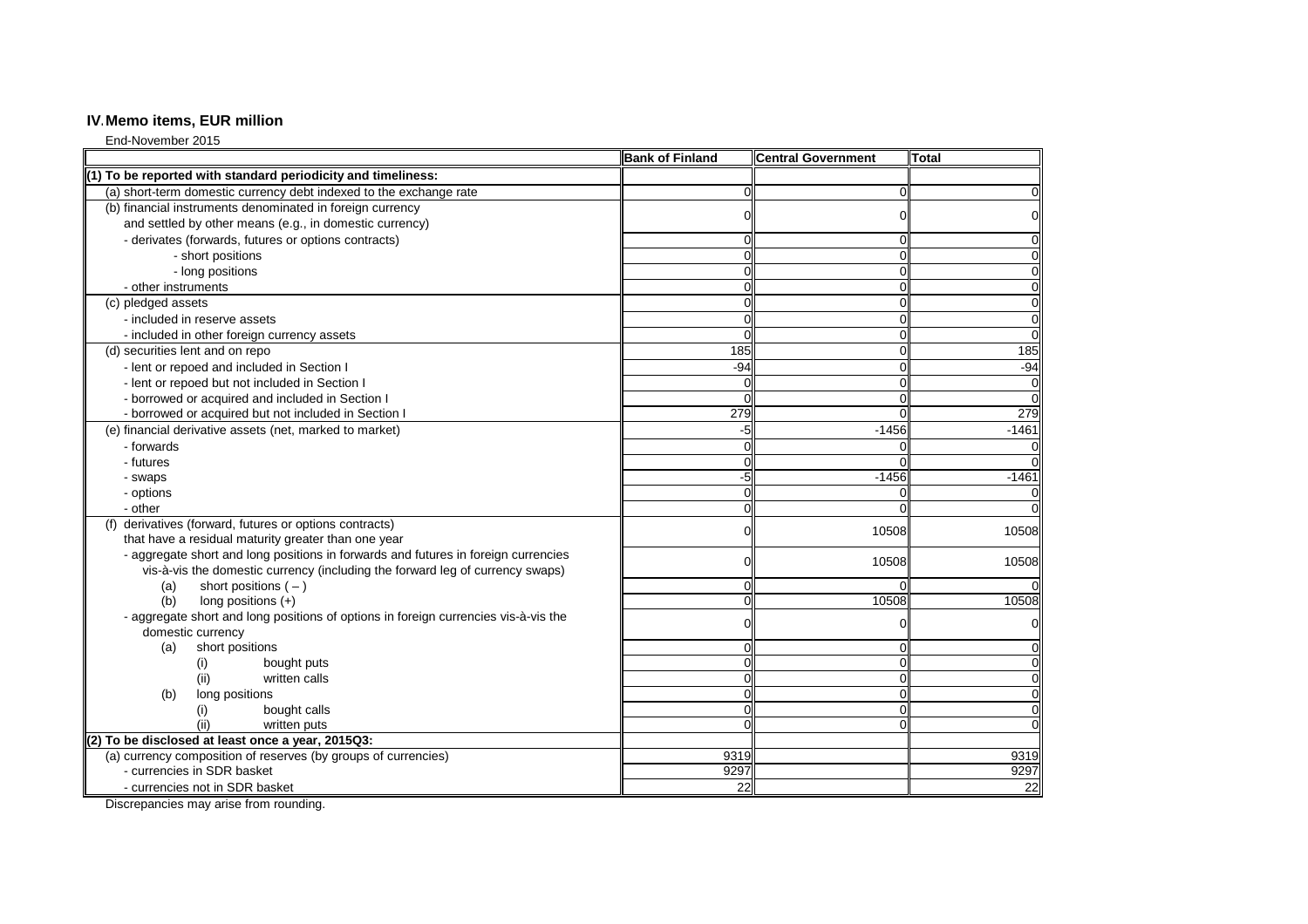## IV. Memo items, EUR million

End-November 2015

| | Bank of Finland | Central Government | Total |
|---|---|---|---|
| **(1) To be reported with standard periodicity and timeliness:** | | | |
| (a) short-term domestic currency debt indexed to the exchange rate | 0 | 0 | 0 |
| (b) financial instruments denominated in foreign currency and settled by other means (e.g., in domestic currency) | 0 | 0 | 0 |
| - derivates (forwards, futures or options contracts) | 0 | 0 | 0 |
| - short positions | 0 | 0 | 0 |
| - long positions | 0 | 0 | 0 |
| - other instruments | 0 | 0 | 0 |
| (c) pledged assets | 0 | 0 | 0 |
| - included in reserve assets | 0 | 0 | 0 |
| - included in other foreign currency assets | 0 | 0 | 0 |
| (d) securities lent and on repo | 185 | 0 | 185 |
| - lent or repoed and included in Section I | -94 | 0 | -94 |
| - lent or repoed but not included in Section I | 0 | 0 | 0 |
| - borrowed or acquired and included in Section I | 0 | 0 | 0 |
| - borrowed or acquired but not included in Section I | 279 | 0 | 279 |
| (e) financial derivative assets (net, marked to market) | -5 | -1456 | -1461 |
| - forwards | 0 | 0 | 0 |
| - futures | 0 | 0 | 0 |
| - swaps | -5 | -1456 | -1461 |
| - options | 0 | 0 | 0 |
| - other | 0 | 0 | 0 |
| (f) derivatives (forward, futures or options contracts) that have a residual maturity greater than one year | 0 | 10508 | 10508 |
| - aggregate short and long positions in forwards and futures in foreign currencies vis-à-vis the domestic currency (including the forward leg of currency swaps) | 0 | 10508 | 10508 |
| (a) short positions ( – ) | 0 | 0 | 0 |
| (b) long positions (+) | 0 | 10508 | 10508 |
| - aggregate short and long positions of options in foreign currencies vis-à-vis the domestic currency | 0 | 0 | 0 |
| (a) short positions | 0 | 0 | 0 |
| (i) bought puts | 0 | 0 | 0 |
| (ii) written calls | 0 | 0 | 0 |
| (b) long positions | 0 | 0 | 0 |
| (i) bought calls | 0 | 0 | 0 |
| (ii) written puts | 0 | 0 | 0 |
| **(2) To be disclosed at least once a year, 2015Q3:** | | | |
| (a) currency composition of reserves (by groups of currencies) | 9319 | | 9319 |
| - currencies in SDR basket | 9297 | | 9297 |
| - currencies not in SDR basket | 22 | | 22 |

Discrepancies may arise from rounding.